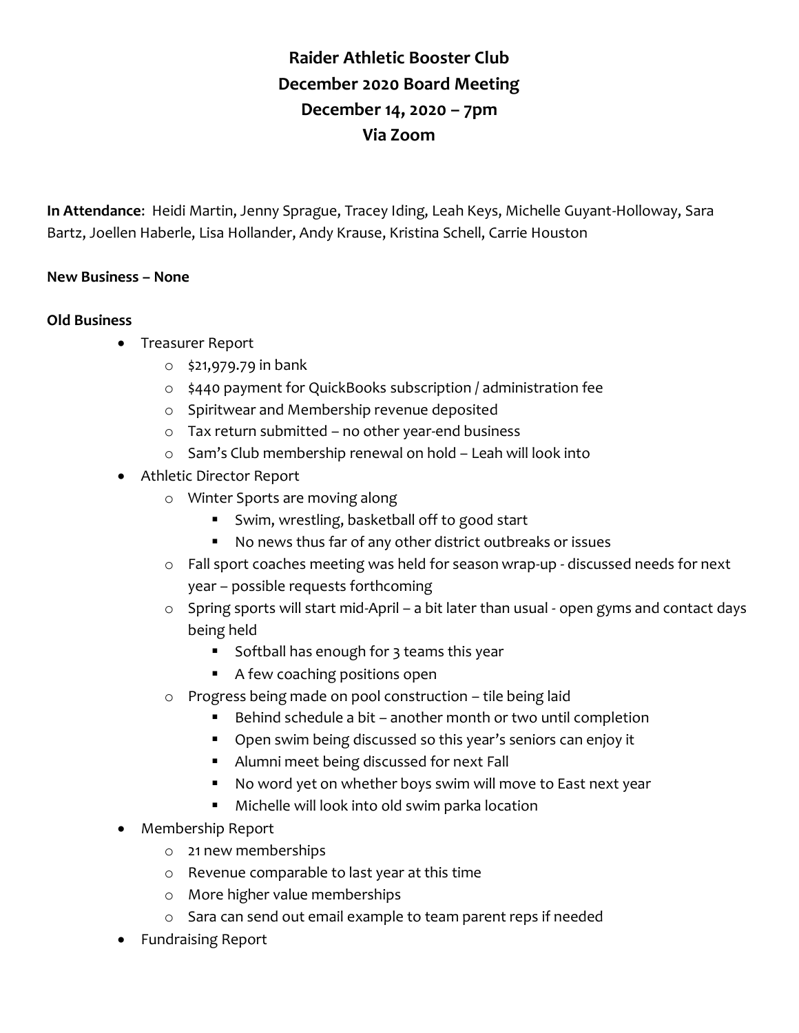# Raider Athletic Booster Club
# December 2020 Board Meeting
# December 14, 2020 – 7pm
# Via Zoom

**In Attendance**: Heidi Martin, Jenny Sprague, Tracey Iding, Leah Keys, Michelle Guyant-Holloway, Sara Bartz, Joellen Haberle, Lisa Hollander, Andy Krause, Kristina Schell, Carrie Houston

**New Business – None**

**Old Business**

- Treasurer Report
  - $21,979.79 in bank
  - $440 payment for QuickBooks subscription / administration fee
  - Spiritwear and Membership revenue deposited
  - Tax return submitted – no other year-end business
  - Sam's Club membership renewal on hold – Leah will look into
- Athletic Director Report
  - Winter Sports are moving along
    - Swim, wrestling, basketball off to good start
    - No news thus far of any other district outbreaks or issues
  - Fall sport coaches meeting was held for season wrap-up - discussed needs for next year – possible requests forthcoming
  - Spring sports will start mid-April – a bit later than usual - open gyms and contact days being held
    - Softball has enough for 3 teams this year
    - A few coaching positions open
  - Progress being made on pool construction – tile being laid
    - Behind schedule a bit – another month or two until completion
    - Open swim being discussed so this year's seniors can enjoy it
    - Alumni meet being discussed for next Fall
    - No word yet on whether boys swim will move to East next year
    - Michelle will look into old swim parka location
- Membership Report
  - 21 new memberships
  - Revenue comparable to last year at this time
  - More higher value memberships
  - Sara can send out email example to team parent reps if needed
- Fundraising Report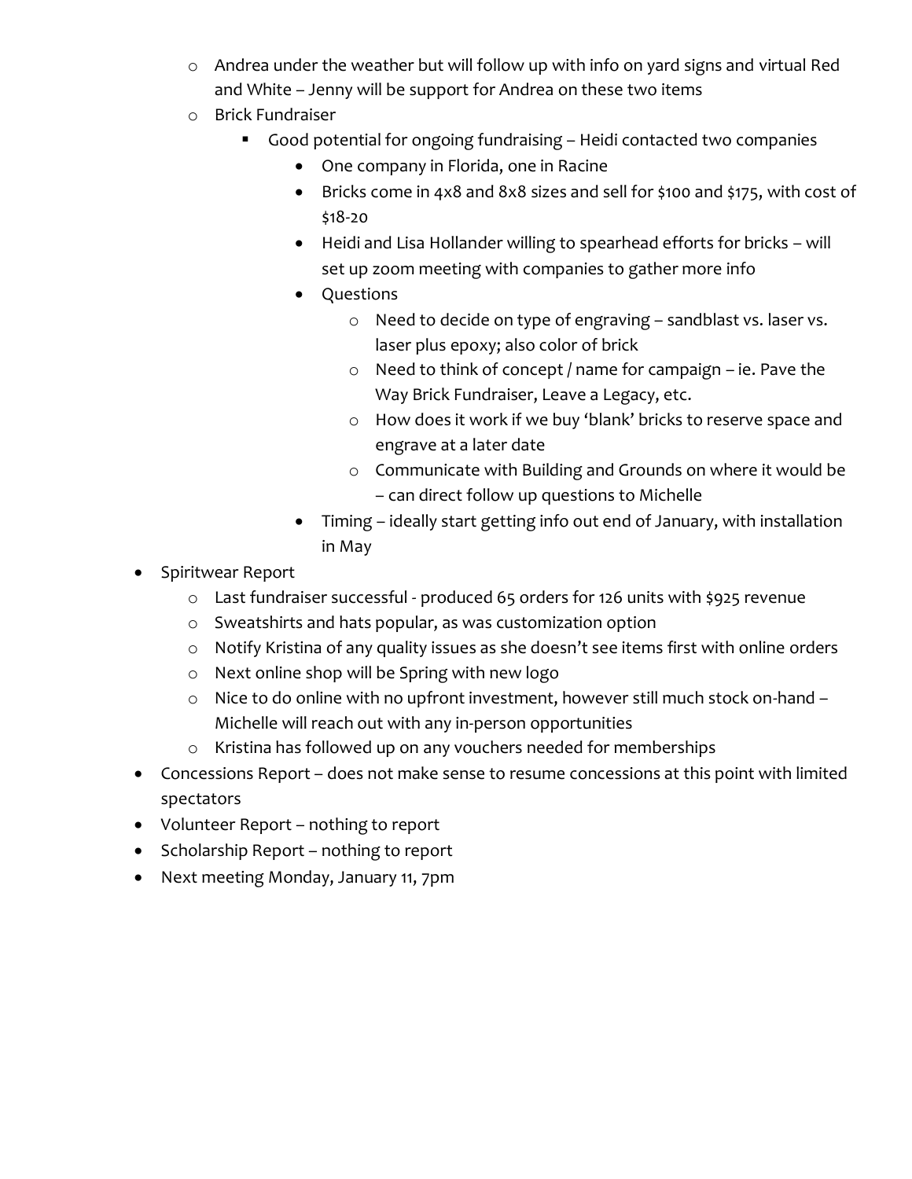- Andrea under the weather but will follow up with info on yard signs and virtual Red and White – Jenny will be support for Andrea on these two items
    - Brick Fundraiser
        - Good potential for ongoing fundraising – Heidi contacted two companies
            - One company in Florida, one in Racine
            - Bricks come in 4x8 and 8x8 sizes and sell for $100 and $175, with cost of $18-20
            - Heidi and Lisa Hollander willing to spearhead efforts for bricks – will set up zoom meeting with companies to gather more info
            - Questions
                - Need to decide on type of engraving – sandblast vs. laser vs. laser plus epoxy; also color of brick
                - Need to think of concept / name for campaign – ie. Pave the Way Brick Fundraiser, Leave a Legacy, etc.
                - How does it work if we buy 'blank' bricks to reserve space and engrave at a later date
                - Communicate with Building and Grounds on where it would be – can direct follow up questions to Michelle
            - Timing – ideally start getting info out end of January, with installation in May
- Spiritwear Report
    - Last fundraiser successful - produced 65 orders for 126 units with $925 revenue
    - Sweatshirts and hats popular, as was customization option
    - Notify Kristina of any quality issues as she doesn't see items first with online orders
    - Next online shop will be Spring with new logo
    - Nice to do online with no upfront investment, however still much stock on-hand – Michelle will reach out with any in-person opportunities
    - Kristina has followed up on any vouchers needed for memberships
- Concessions Report – does not make sense to resume concessions at this point with limited spectators
- Volunteer Report – nothing to report
- Scholarship Report – nothing to report
- Next meeting Monday, January 11, 7pm